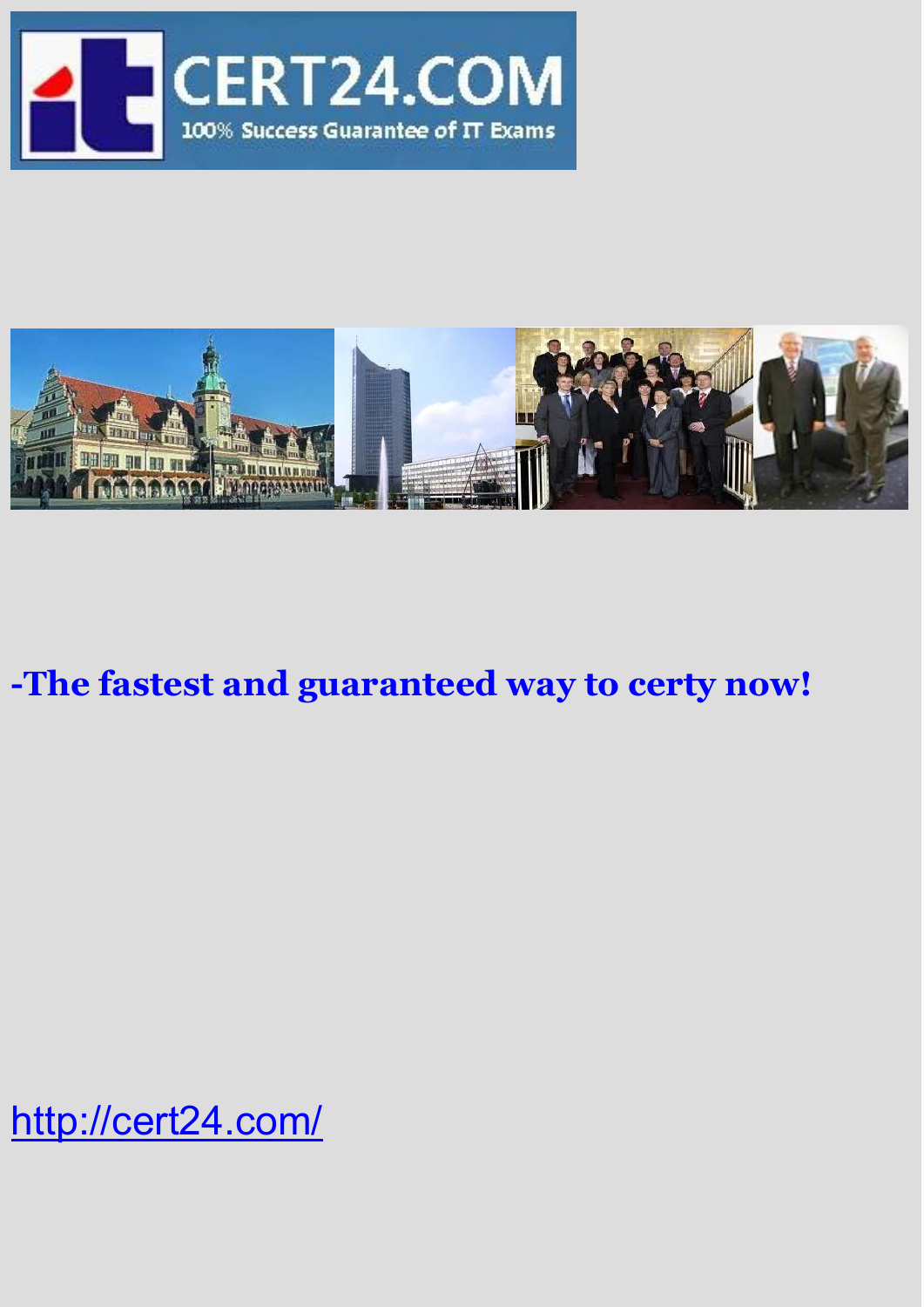**-The fastest and guaranteed way to certy now!**

http://cert24.com/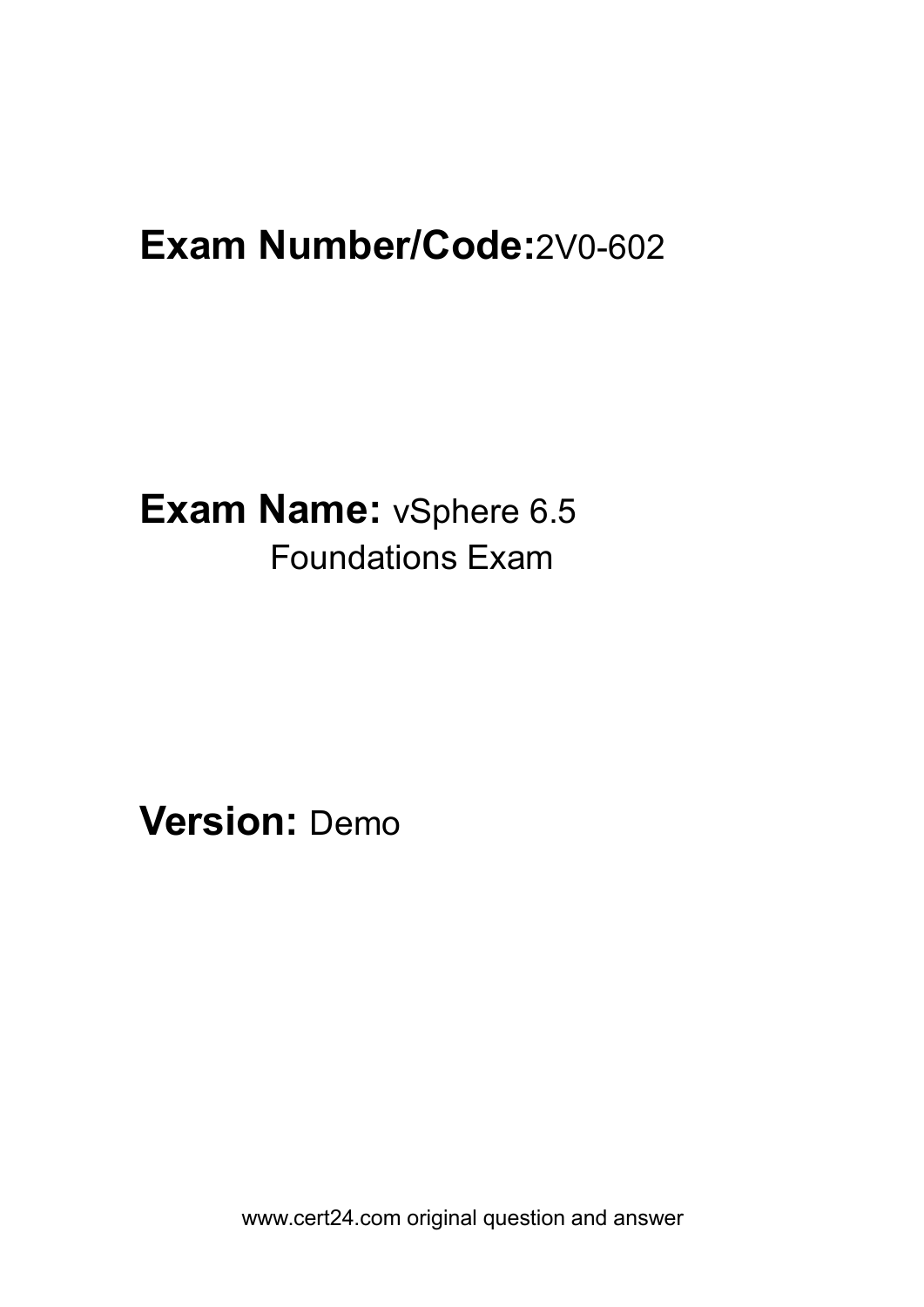**Exam Number/Code:**2V0-602

**Exam Name:** vSphere 6.5 Foundations Exam

**Version:** Demo

www.cert24.com original question and answer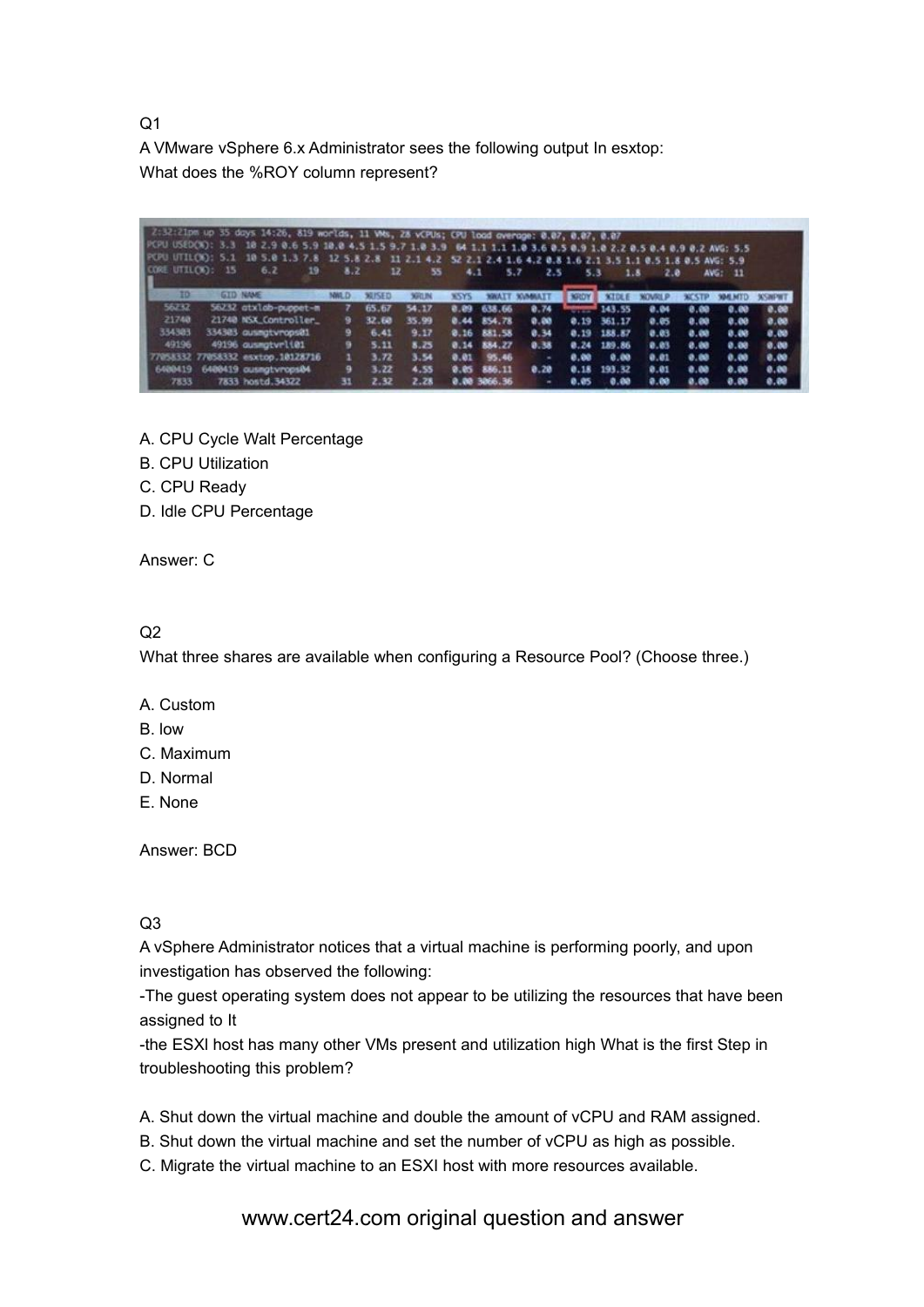Q1

A VMware vSphere 6.x Administrator sees the following output In esxtop:

What does the %ROY column represent?

```
2:32:21pm up 35 days 14:26, 819 worlds, 11 VMs, 28 vCPUs; CPU load average: 0.07, 0.07, 0.07
PCPU USED(%): 3.3 10 2.9 0.6 5.9 10.0 4.5 1.5 9.7 1.0 3.9 64 1.1 1.1 1.0 3.6 0.5 0.9 1.0 2.2 0.5 0.4 0.9 0.2 AVG: 5.5
PCPU UTIL(%): 5.1 10 5.0 1.3 7.8 12 5.8 2.8 11 2.1 4.2 52 2.1 2.4 1.6 4.2 0.8 1.6 2.1 3.5 1.1 0.5 1.8 0.5 AVG: 5.9
CORE UTIL(%): 15 6.2 19 8.2 12 55 4.1 5.7 2.5 5.3 1.8 2.0 AVG: 11
```

| ID | GID | NAME | NWLD | %USED | %RUN | %SYS | %WAIT | %VMWAIT | %RDY | %IDLE | %OVRLP | %CSTP | %MLMTD | %SWPWT |
|---|---|---|---|---|---|---|---|---|---|---|---|---|---|---|
| 56232 | 56232 | atxlab-puppet-m | 7 | 65.67 | 54.17 | 0.09 | 638.66 | 0.74 | | 143.55 | 0.04 | 0.00 | 0.00 | 0.00 |
| 21740 | 21740 | NSX_Controller_ | 9 | 32.60 | 35.99 | 0.44 | 854.78 | 0.00 | 0.19 | 361.17 | 0.05 | 0.00 | 0.00 | 0.00 |
| 334303 | 334303 | ausmgtvrops01 | 9 | 6.41 | 9.17 | 0.16 | 881.58 | 0.34 | 0.19 | 188.87 | 0.03 | 0.00 | 0.00 | 0.00 |
| 49196 | 49196 | ausmgtvrli01 | 9 | 5.11 | 8.25 | 0.14 | 884.27 | 0.38 | 0.24 | 189.86 | 0.03 | 0.00 | 0.00 | 0.00 |
| 77058332 | 77058332 | esxtop.10128716 | 1 | 3.72 | 3.54 | 0.01 | 95.46 | - | 0.00 | 0.00 | 0.01 | 0.00 | 0.00 | 0.00 |
| 6400419 | 6400419 | ausmgtvrops04 | 9 | 3.22 | 4.55 | 0.05 | 886.11 | 0.20 | 0.18 | 193.32 | 0.01 | 0.00 | 0.00 | 0.00 |
| 7833 | 7833 | hostd.34322 | 31 | 2.32 | 2.28 | 0.00 | 3066.36 | - | 0.05 | 0.00 | 0.00 | 0.00 | 0.00 | 0.00 |

A. CPU Cycle Walt Percentage
B. CPU Utilization
C. CPU Ready
D. Idle CPU Percentage

Answer: C

Q2

What three shares are available when configuring a Resource Pool? (Choose three.)

A. Custom
B. low
C. Maximum
D. Normal
E. None

Answer: BCD

Q3

A vSphere Administrator notices that a virtual machine is performing poorly, and upon investigation has observed the following:

-The guest operating system does not appear to be utilizing the resources that have been assigned to It

-the ESXl host has many other VMs present and utilization high What is the first Step in troubleshooting this problem?

A. Shut down the virtual machine and double the amount of vCPU and RAM assigned.
B. Shut down the virtual machine and set the number of vCPU as high as possible.
C. Migrate the virtual machine to an ESXI host with more resources available.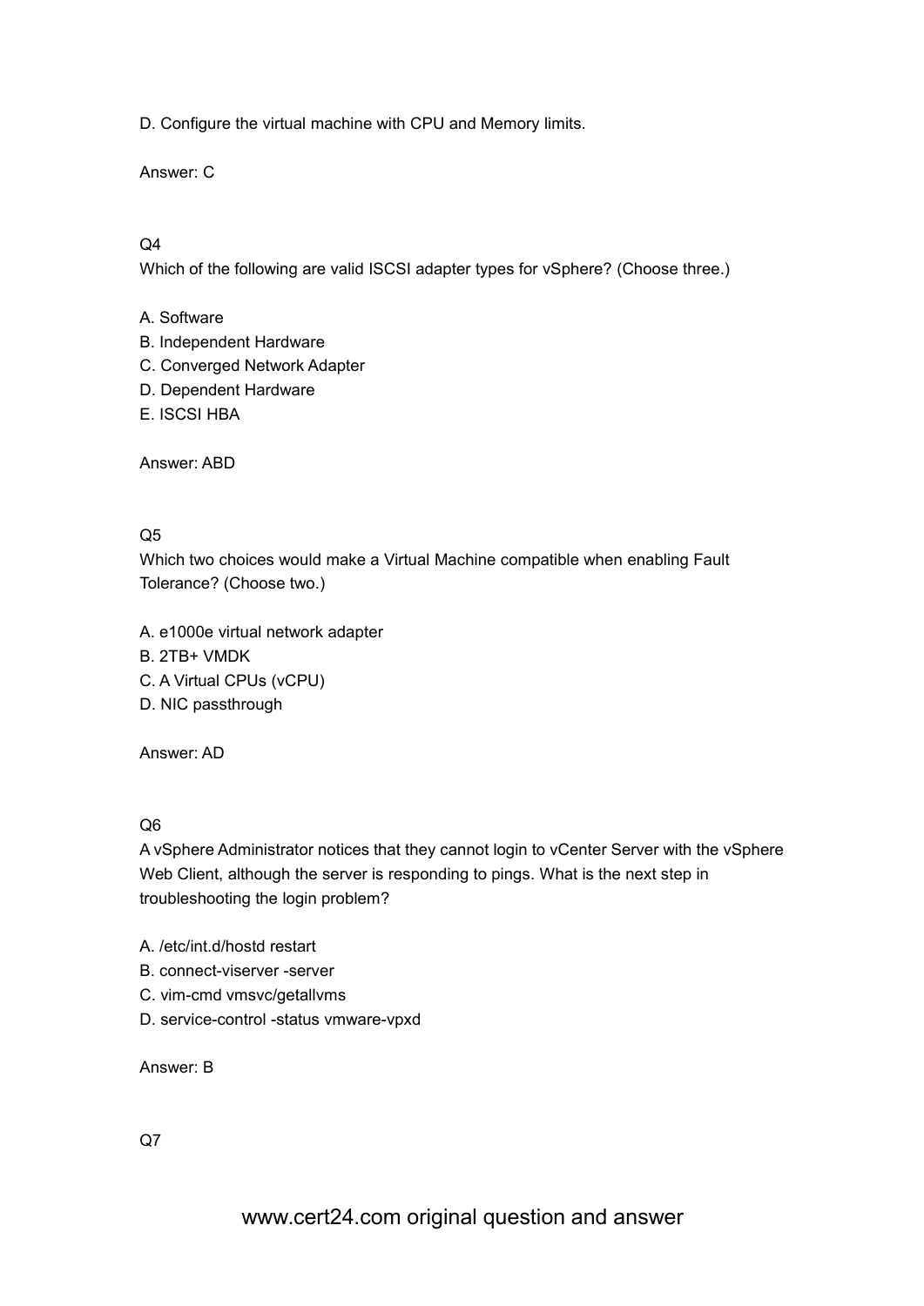D. Configure the virtual machine with CPU and Memory limits.

Answer: C

Q4

Which of the following are valid ISCSI adapter types for vSphere? (Choose three.)

A. Software
B. Independent Hardware
C. Converged Network Adapter
D. Dependent Hardware
E. ISCSI HBA

Answer: ABD

Q5

Which two choices would make a Virtual Machine compatible when enabling Fault Tolerance? (Choose two.)

A. e1000e virtual network adapter
B. 2TB+ VMDK
C. A Virtual CPUs (vCPU)
D. NIC passthrough

Answer: AD

Q6

A vSphere Administrator notices that they cannot login to vCenter Server with the vSphere Web Client, although the server is responding to pings. What is the next step in troubleshooting the login problem?

A. /etc/int.d/hostd restart
B. connect-viserver -server
C. vim-cmd vmsvc/getallvms
D. service-control -status vmware-vpxd

Answer: B

Q7

www.cert24.com original question and answer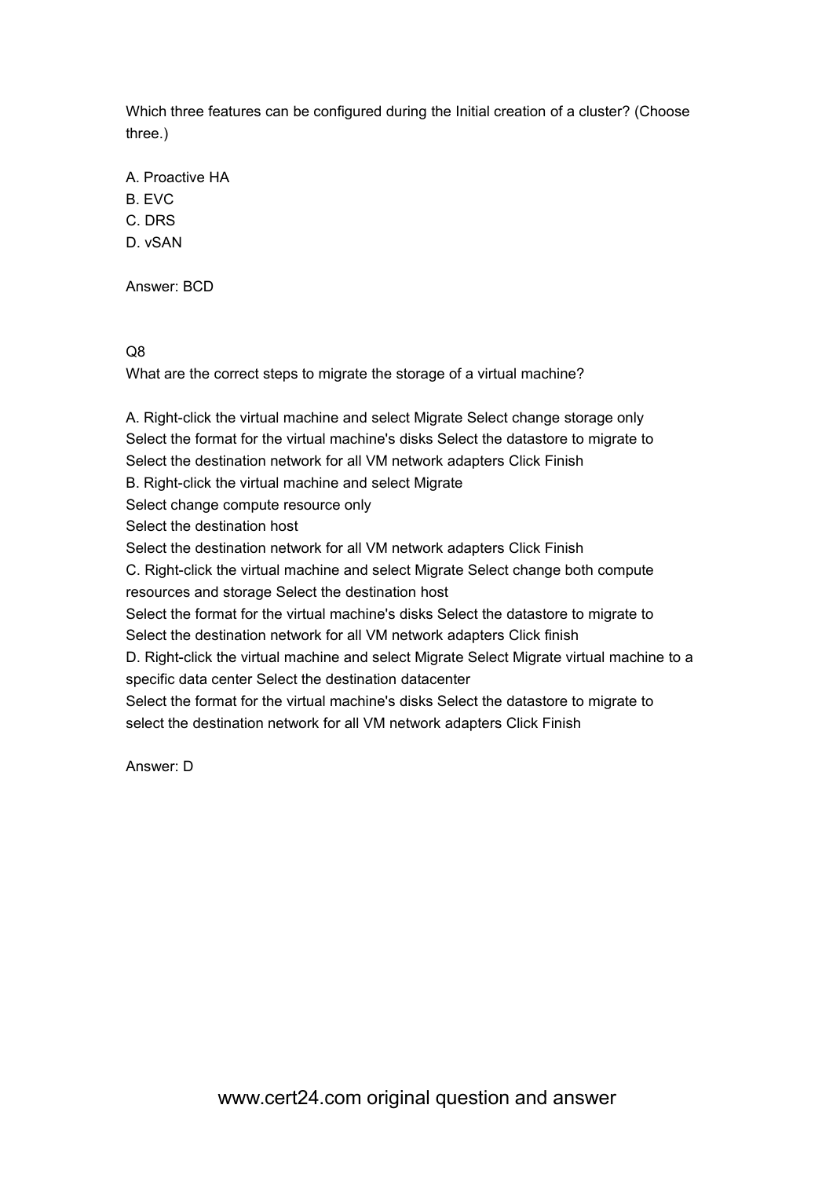Which three features can be configured during the Initial creation of a cluster? (Choose three.)

A. Proactive HA
B. EVC
C. DRS
D. vSAN

Answer: BCD

Q8

What are the correct steps to migrate the storage of a virtual machine?

A. Right-click the virtual machine and select Migrate Select change storage only
Select the format for the virtual machine's disks Select the datastore to migrate to
Select the destination network for all VM network adapters Click Finish

B. Right-click the virtual machine and select Migrate
Select change compute resource only
Select the destination host
Select the destination network for all VM network adapters Click Finish

C. Right-click the virtual machine and select Migrate Select change both compute resources and storage Select the destination host
Select the format for the virtual machine's disks Select the datastore to migrate to
Select the destination network for all VM network adapters Click finish

D. Right-click the virtual machine and select Migrate Select Migrate virtual machine to a specific data center Select the destination datacenter
Select the format for the virtual machine's disks Select the datastore to migrate to
select the destination network for all VM network adapters Click Finish

Answer: D